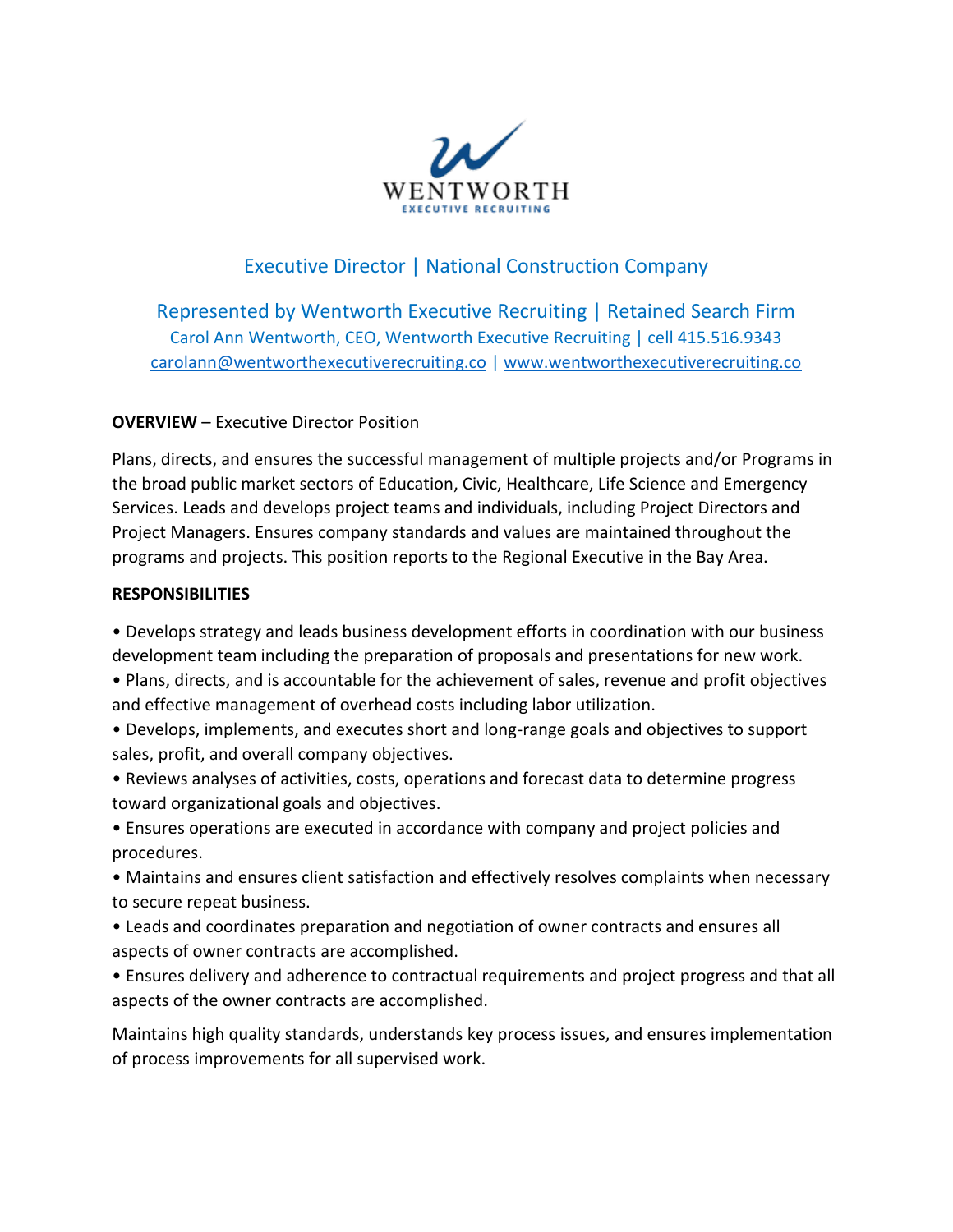WENTWORTH
EXECUTIVE RECRUITING

## Executive Director | National Construction Company

### Represented by Wentworth Executive Recruiting | Retained Search Firm

Carol Ann Wentworth, CEO, Wentworth Executive Recruiting | cell 415.516.9343
carolann@wentworthexecutiverecruiting.co | www.wentworthexecutiverecruiting.co

**OVERVIEW** – Executive Director Position

Plans, directs, and ensures the successful management of multiple projects and/or Programs in the broad public market sectors of Education, Civic, Healthcare, Life Science and Emergency Services. Leads and develops project teams and individuals, including Project Directors and Project Managers. Ensures company standards and values are maintained throughout the programs and projects. This position reports to the Regional Executive in the Bay Area.

**RESPONSIBILITIES**

- Develops strategy and leads business development efforts in coordination with our business development team including the preparation of proposals and presentations for new work.
- Plans, directs, and is accountable for the achievement of sales, revenue and profit objectives and effective management of overhead costs including labor utilization.
- Develops, implements, and executes short and long-range goals and objectives to support sales, profit, and overall company objectives.
- Reviews analyses of activities, costs, operations and forecast data to determine progress toward organizational goals and objectives.
- Ensures operations are executed in accordance with company and project policies and procedures.
- Maintains and ensures client satisfaction and effectively resolves complaints when necessary to secure repeat business.
- Leads and coordinates preparation and negotiation of owner contracts and ensures all aspects of owner contracts are accomplished.
- Ensures delivery and adherence to contractual requirements and project progress and that all aspects of the owner contracts are accomplished.

Maintains high quality standards, understands key process issues, and ensures implementation of process improvements for all supervised work.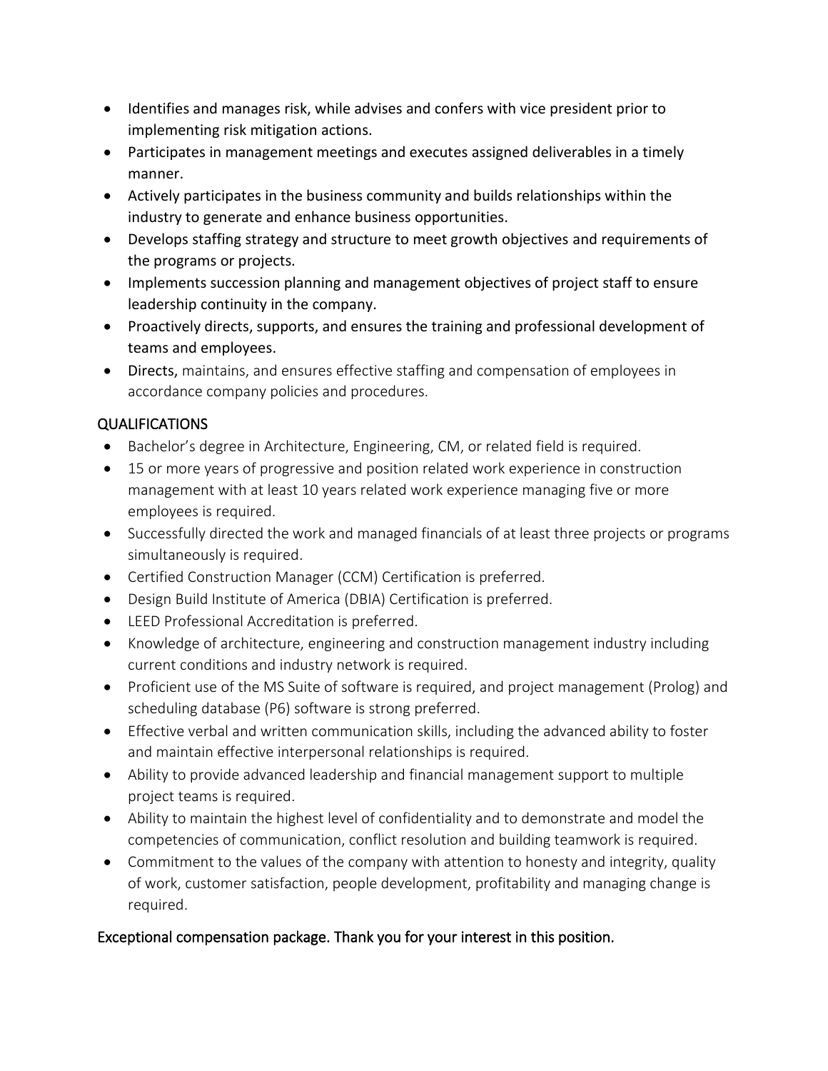- Identifies and manages risk, while advises and confers with vice president prior to implementing risk mitigation actions.
- Participates in management meetings and executes assigned deliverables in a timely manner.
- Actively participates in the business community and builds relationships within the industry to generate and enhance business opportunities.
- Develops staffing strategy and structure to meet growth objectives and requirements of the programs or projects.
- Implements succession planning and management objectives of project staff to ensure leadership continuity in the company.
- Proactively directs, supports, and ensures the training and professional development of teams and employees.
- Directs, maintains, and ensures effective staffing and compensation of employees in accordance company policies and procedures.

## QUALIFICATIONS

- Bachelor's degree in Architecture, Engineering, CM, or related field is required.
- 15 or more years of progressive and position related work experience in construction management with at least 10 years related work experience managing five or more employees is required.
- Successfully directed the work and managed financials of at least three projects or programs simultaneously is required.
- Certified Construction Manager (CCM) Certification is preferred.
- Design Build Institute of America (DBIA) Certification is preferred.
- LEED Professional Accreditation is preferred.
- Knowledge of architecture, engineering and construction management industry including current conditions and industry network is required.
- Proficient use of the MS Suite of software is required, and project management (Prolog) and scheduling database (P6) software is strong preferred.
- Effective verbal and written communication skills, including the advanced ability to foster and maintain effective interpersonal relationships is required.
- Ability to provide advanced leadership and financial management support to multiple project teams is required.
- Ability to maintain the highest level of confidentiality and to demonstrate and model the competencies of communication, conflict resolution and building teamwork is required.
- Commitment to the values of the company with attention to honesty and integrity, quality of work, customer satisfaction, people development, profitability and managing change is required.

Exceptional compensation package. Thank you for your interest in this position.